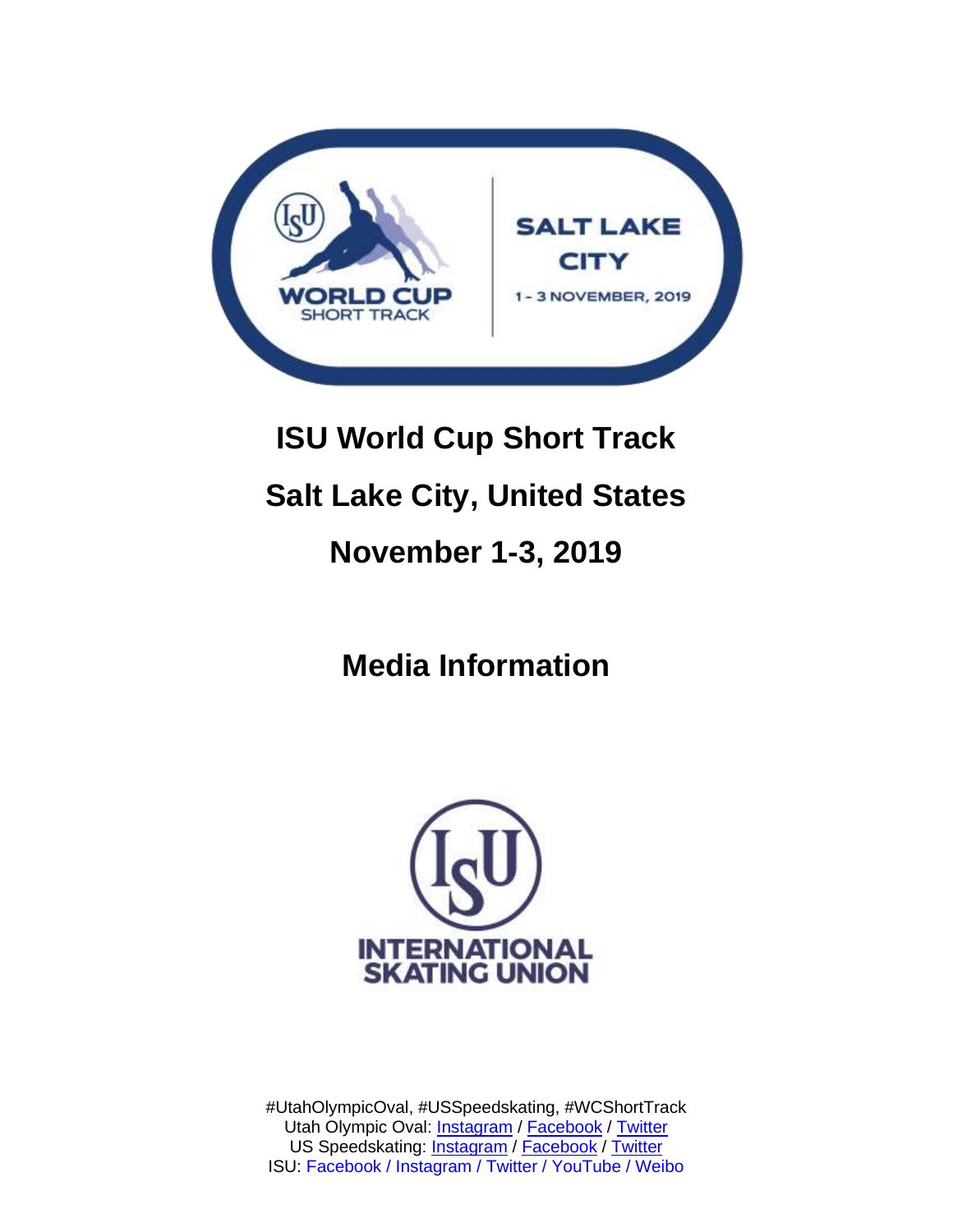# ISU World Cup Short Track

# Salt Lake City, United States

# November 1-3, 2019

## Media Information

#UtahOlympicOval, #USSpeedskating, #WCShortTrack

Utah Olympic Oval: Instagram / Facebook / Twitter

US Speedskating: Instagram / Facebook / Twitter

ISU: Facebook / Instagram / Twitter / YouTube / Weibo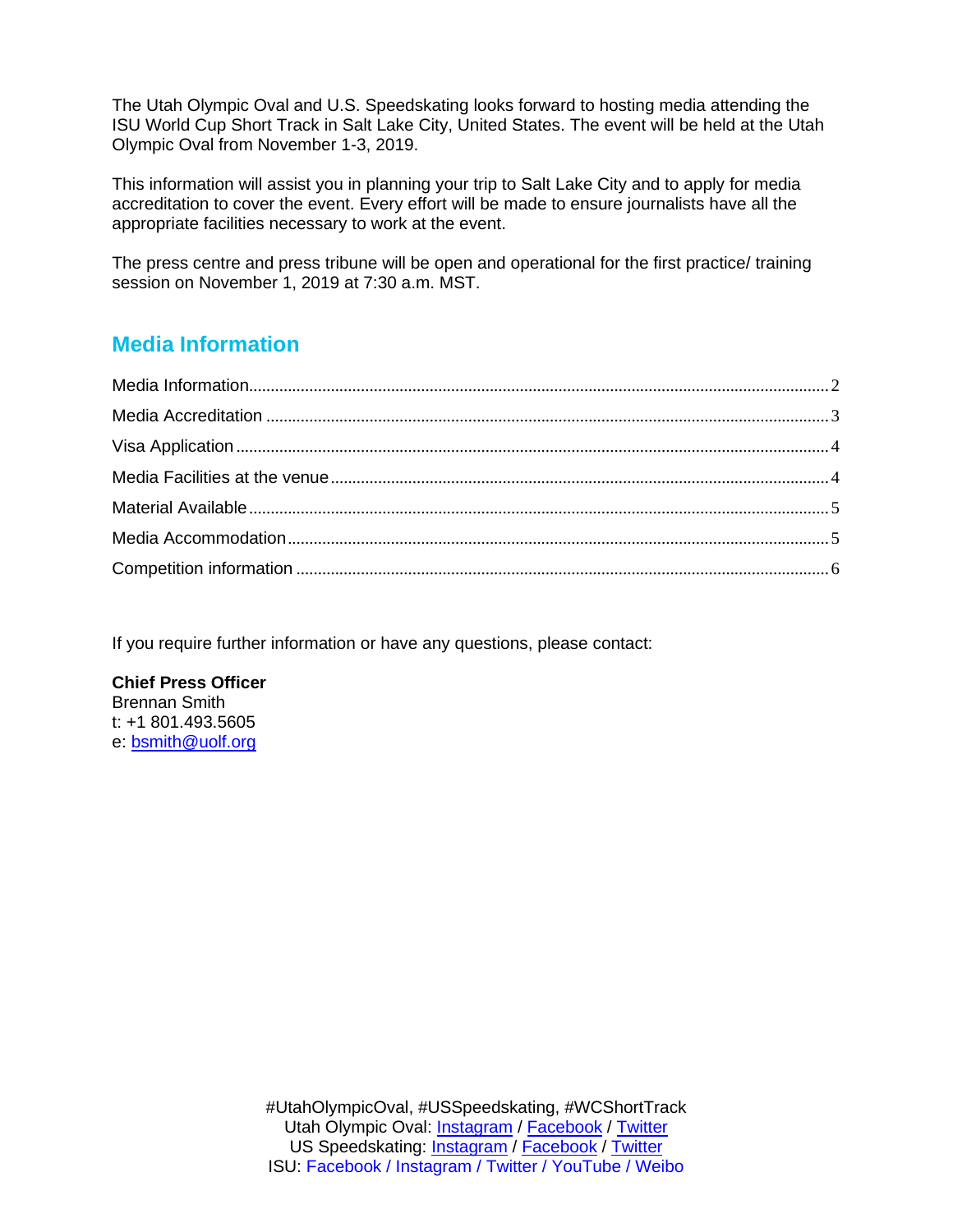The Utah Olympic Oval and U.S. Speedskating looks forward to hosting media attending the ISU World Cup Short Track in Salt Lake City, United States. The event will be held at the Utah Olympic Oval from November 1-3, 2019.

This information will assist you in planning your trip to Salt Lake City and to apply for media accreditation to cover the event. Every effort will be made to ensure journalists have all the appropriate facilities necessary to work at the event.

The press centre and press tribune will be open and operational for the first practice/ training session on November 1, 2019 at 7:30 a.m. MST.

## Media Information

Media Information........................................................................................................2
Media Accreditation ....................................................................................................3
Visa Application ..........................................................................................................4
Media Facilities at the venue.......................................................................................4
Material Available........................................................................................................5
Media Accommodation................................................................................................5
Competition information ..............................................................................................6

If you require further information or have any questions, please contact:

**Chief Press Officer**
Brennan Smith
t: +1 801.493.5605
e: bsmith@uolf.org

#UtahOlympicOval, #USSpeedskating, #WCShortTrack
Utah Olympic Oval: Instagram / Facebook / Twitter
US Speedskating: Instagram / Facebook / Twitter
ISU: Facebook / Instagram / Twitter / YouTube / Weibo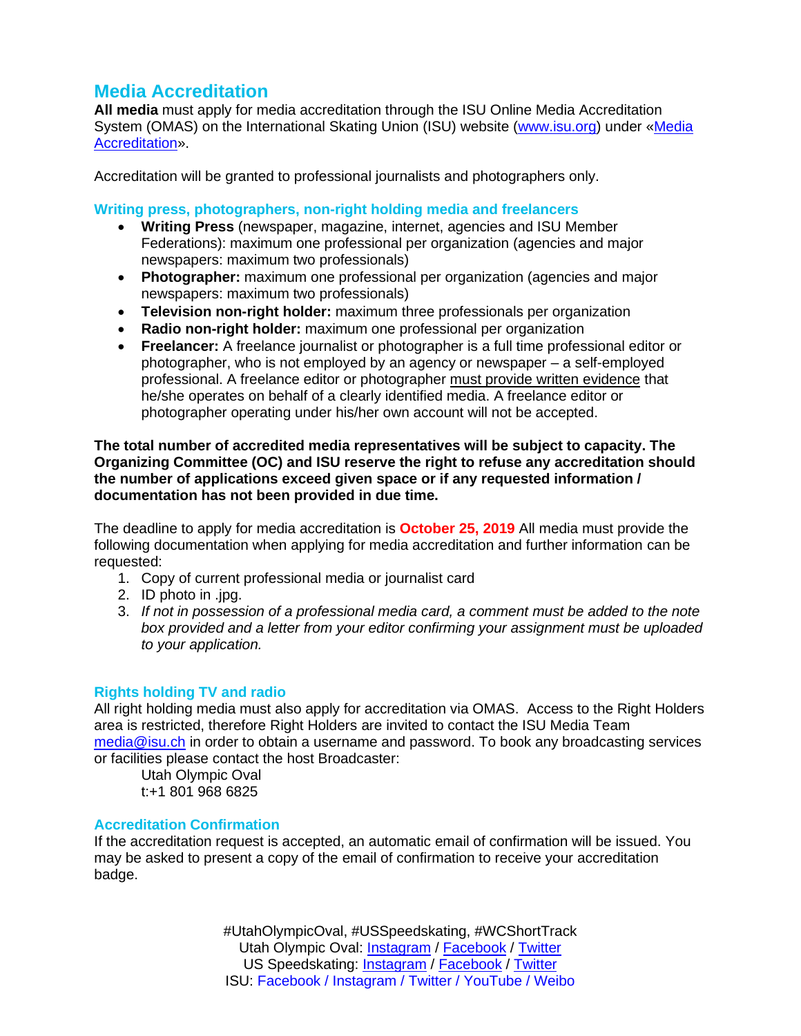## Media Accreditation

**All media** must apply for media accreditation through the ISU Online Media Accreditation System (OMAS) on the International Skating Union (ISU) website ([www.isu.org](www.isu.org)) under «[Media Accreditation]()».

Accreditation will be granted to professional journalists and photographers only.

### Writing press, photographers, non-right holding media and freelancers

- **Writing Press** (newspaper, magazine, internet, agencies and ISU Member Federations): maximum one professional per organization (agencies and major newspapers: maximum two professionals)
- **Photographer:** maximum one professional per organization (agencies and major newspapers: maximum two professionals)
- **Television non-right holder:** maximum three professionals per organization
- **Radio non-right holder:** maximum one professional per organization
- **Freelancer:** A freelance journalist or photographer is a full time professional editor or photographer, who is not employed by an agency or newspaper – a self-employed professional. A freelance editor or photographer must provide written evidence that he/she operates on behalf of a clearly identified media. A freelance editor or photographer operating under his/her own account will not be accepted.

**The total number of accredited media representatives will be subject to capacity. The Organizing Committee (OC) and ISU reserve the right to refuse any accreditation should the number of applications exceed given space or if any requested information / documentation has not been provided in due time.**

The deadline to apply for media accreditation is **October 25, 2019** All media must provide the following documentation when applying for media accreditation and further information can be requested:

1. Copy of current professional media or journalist card
2. ID photo in .jpg.
3. *If not in possession of a professional media card, a comment must be added to the note box provided and a letter from your editor confirming your assignment must be uploaded to your application.*

### Rights holding TV and radio

All right holding media must also apply for accreditation via OMAS. Access to the Right Holders area is restricted, therefore Right Holders are invited to contact the ISU Media Team [media@isu.ch](mailto:media@isu.ch) in order to obtain a username and password. To book any broadcasting services or facilities please contact the host Broadcaster:

Utah Olympic Oval
t:+1 801 968 6825

### Accreditation Confirmation

If the accreditation request is accepted, an automatic email of confirmation will be issued. You may be asked to present a copy of the email of confirmation to receive your accreditation badge.

#UtahOlympicOval, #USSpeedskating, #WCShortTrack
Utah Olympic Oval: Instagram / Facebook / Twitter
US Speedskating: Instagram / Facebook / Twitter
ISU: Facebook / Instagram / Twitter / YouTube / Weibo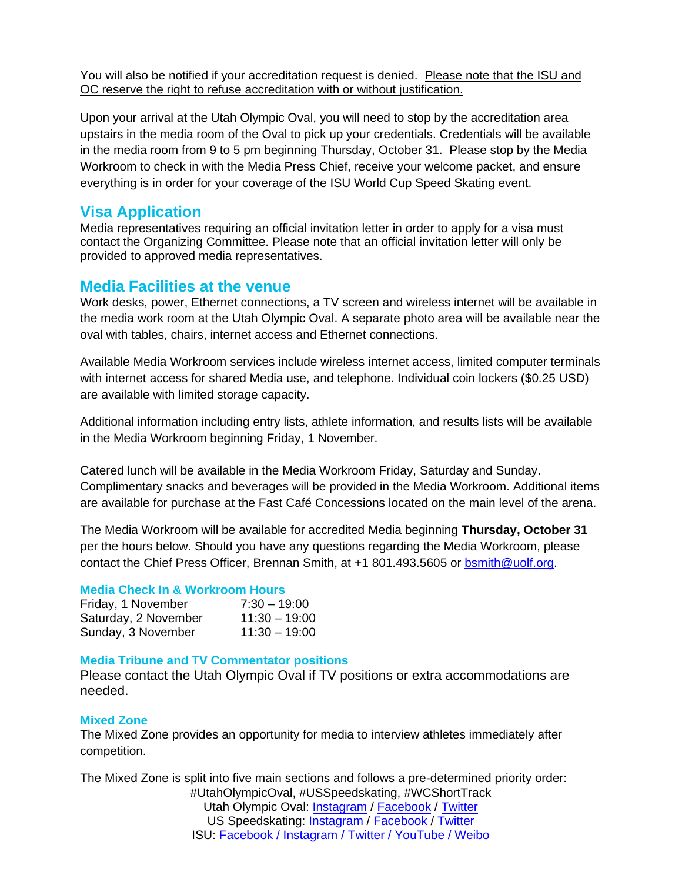You will also be notified if your accreditation request is denied. Please note that the ISU and OC reserve the right to refuse accreditation with or without justification.

Upon your arrival at the Utah Olympic Oval, you will need to stop by the accreditation area upstairs in the media room of the Oval to pick up your credentials. Credentials will be available in the media room from 9 to 5 pm beginning Thursday, October 31. Please stop by the Media Workroom to check in with the Media Press Chief, receive your welcome packet, and ensure everything is in order for your coverage of the ISU World Cup Speed Skating event.

## Visa Application

Media representatives requiring an official invitation letter in order to apply for a visa must contact the Organizing Committee. Please note that an official invitation letter will only be provided to approved media representatives.

## Media Facilities at the venue

Work desks, power, Ethernet connections, a TV screen and wireless internet will be available in the media work room at the Utah Olympic Oval. A separate photo area will be available near the oval with tables, chairs, internet access and Ethernet connections.

Available Media Workroom services include wireless internet access, limited computer terminals with internet access for shared Media use, and telephone. Individual coin lockers ($0.25 USD) are available with limited storage capacity.

Additional information including entry lists, athlete information, and results lists will be available in the Media Workroom beginning Friday, 1 November.

Catered lunch will be available in the Media Workroom Friday, Saturday and Sunday. Complimentary snacks and beverages will be provided in the Media Workroom. Additional items are available for purchase at the Fast Café Concessions located on the main level of the arena.

The Media Workroom will be available for accredited Media beginning **Thursday, October 31** per the hours below. Should you have any questions regarding the Media Workroom, please contact the Chief Press Officer, Brennan Smith, at +1 801.493.5605 or bsmith@uolf.org.

### Media Check In & Workroom Hours

| | |
|---|---|
| Friday, 1 November | 7:30 – 19:00 |
| Saturday, 2 November | 11:30 – 19:00 |
| Sunday, 3 November | 11:30 – 19:00 |

### Media Tribune and TV Commentator positions

Please contact the Utah Olympic Oval if TV positions or extra accommodations are needed.

### Mixed Zone

The Mixed Zone provides an opportunity for media to interview athletes immediately after competition.

The Mixed Zone is split into five main sections and follows a pre-determined priority order:

#UtahOlympicOval, #USSpeedskating, #WCShortTrack

Utah Olympic Oval: Instagram / Facebook / Twitter

US Speedskating: Instagram / Facebook / Twitter

ISU: Facebook / Instagram / Twitter / YouTube / Weibo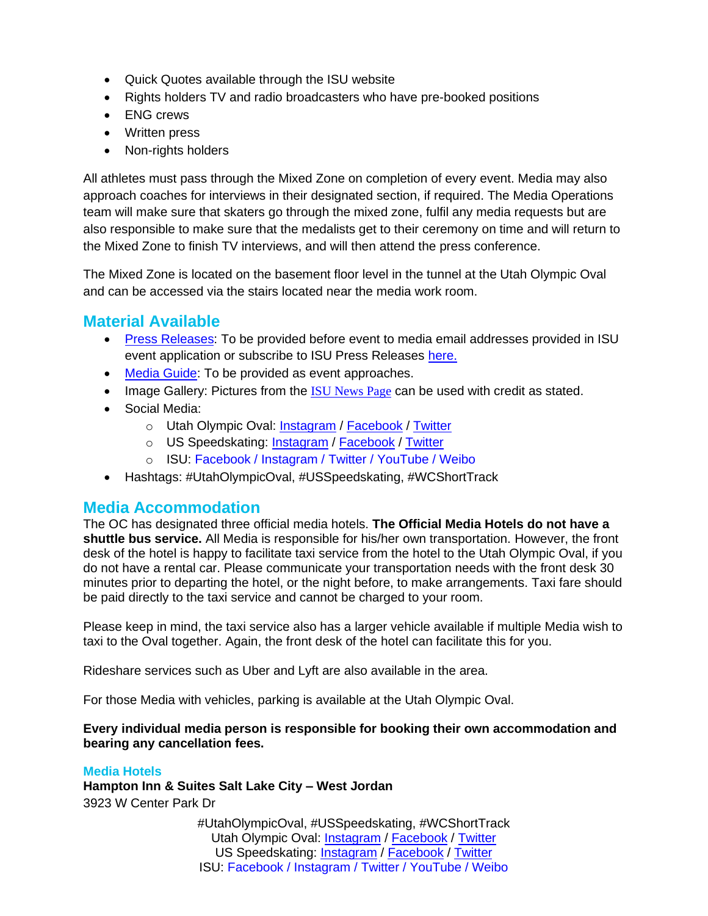- Quick Quotes available through the ISU website
- Rights holders TV and radio broadcasters who have pre-booked positions
- ENG crews
- Written press
- Non-rights holders

All athletes must pass through the Mixed Zone on completion of every event. Media may also approach coaches for interviews in their designated section, if required. The Media Operations team will make sure that skaters go through the mixed zone, fulfil any media requests but are also responsible to make sure that the medalists get to their ceremony on time and will return to the Mixed Zone to finish TV interviews, and will then attend the press conference.

The Mixed Zone is located on the basement floor level in the tunnel at the Utah Olympic Oval and can be accessed via the stairs located near the media work room.

## Material Available

- Press Releases: To be provided before event to media email addresses provided in ISU event application or subscribe to ISU Press Releases here.
- Media Guide: To be provided as event approaches.
- Image Gallery: Pictures from the ISU News Page can be used with credit as stated.
- Social Media:
  - Utah Olympic Oval: Instagram / Facebook / Twitter
  - US Speedskating: Instagram / Facebook / Twitter
  - ISU: Facebook / Instagram / Twitter / YouTube / Weibo
- Hashtags: #UtahOlympicOval, #USSpeedskating, #WCShortTrack

## Media Accommodation

The OC has designated three official media hotels. **The Official Media Hotels do not have a shuttle bus service.** All Media is responsible for his/her own transportation. However, the front desk of the hotel is happy to facilitate taxi service from the hotel to the Utah Olympic Oval, if you do not have a rental car. Please communicate your transportation needs with the front desk 30 minutes prior to departing the hotel, or the night before, to make arrangements. Taxi fare should be paid directly to the taxi service and cannot be charged to your room.

Please keep in mind, the taxi service also has a larger vehicle available if multiple Media wish to taxi to the Oval together. Again, the front desk of the hotel can facilitate this for you.

Rideshare services such as Uber and Lyft are also available in the area.

For those Media with vehicles, parking is available at the Utah Olympic Oval.

**Every individual media person is responsible for booking their own accommodation and bearing any cancellation fees.**

### Media Hotels

**Hampton Inn & Suites Salt Lake City – West Jordan**
3923 W Center Park Dr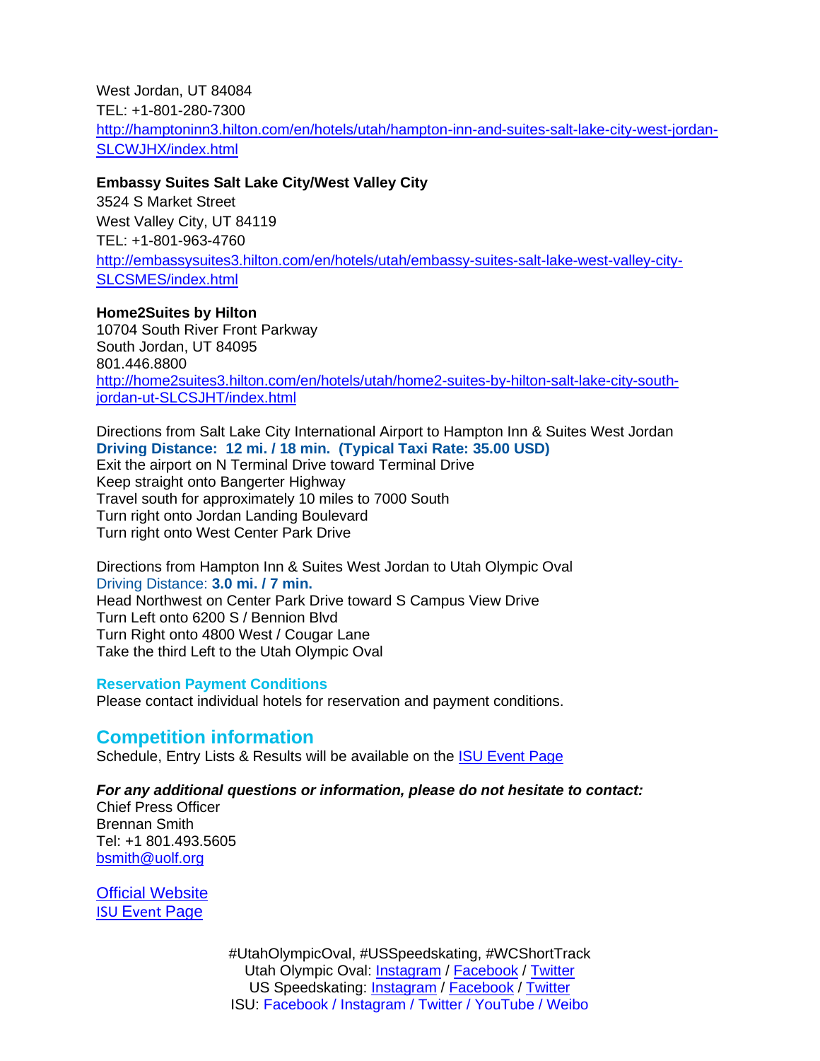West Jordan, UT 84084
TEL: +1-801-280-7300
http://hamptoninn3.hilton.com/en/hotels/utah/hampton-inn-and-suites-salt-lake-city-west-jordan-SLCWJHX/index.html

**Embassy Suites Salt Lake City/West Valley City**
3524 S Market Street
West Valley City, UT 84119
TEL: +1-801-963-4760
http://embassysuites3.hilton.com/en/hotels/utah/embassy-suites-salt-lake-west-valley-city-SLCSMES/index.html

**Home2Suites by Hilton**
10704 South River Front Parkway
South Jordan, UT 84095
801.446.8800
http://home2suites3.hilton.com/en/hotels/utah/home2-suites-by-hilton-salt-lake-city-south-jordan-ut-SLCSJHT/index.html

Directions from Salt Lake City International Airport to Hampton Inn & Suites West Jordan
**Driving Distance: 12 mi. / 18 min. (Typical Taxi Rate: 35.00 USD)**
Exit the airport on N Terminal Drive toward Terminal Drive
Keep straight onto Bangerter Highway
Travel south for approximately 10 miles to 7000 South
Turn right onto Jordan Landing Boulevard
Turn right onto West Center Park Drive

Directions from Hampton Inn & Suites West Jordan to Utah Olympic Oval
Driving Distance: **3.0 mi. / 7 min.**
Head Northwest on Center Park Drive toward S Campus View Drive
Turn Left onto 6200 S / Bennion Blvd
Turn Right onto 4800 West / Cougar Lane
Take the third Left to the Utah Olympic Oval

**Reservation Payment Conditions**
Please contact individual hotels for reservation and payment conditions.

## Competition information

Schedule, Entry Lists & Results will be available on the ISU Event Page

***For any additional questions or information, please do not hesitate to contact:***
Chief Press Officer
Brennan Smith
Tel: +1 801.493.5605
bsmith@uolf.org

Official Website
ISU Event Page

#UtahOlympicOval, #USSpeedskating, #WCShortTrack
Utah Olympic Oval: Instagram / Facebook / Twitter
US Speedskating: Instagram / Facebook / Twitter
ISU: Facebook / Instagram / Twitter / YouTube / Weibo